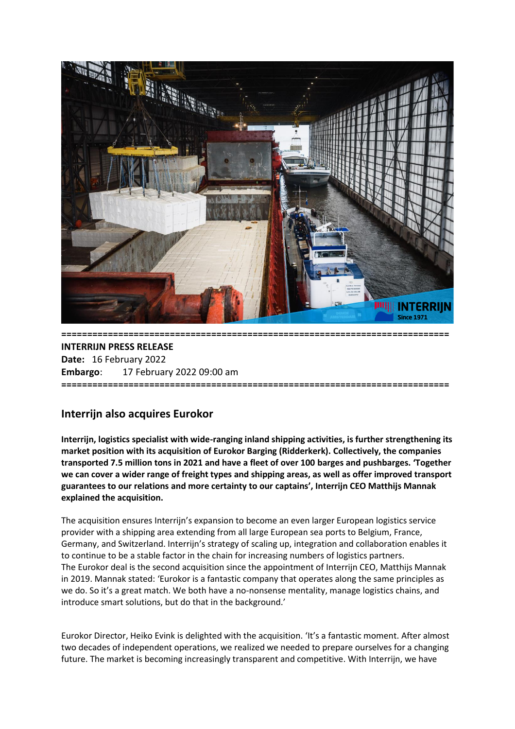===========================================================================
**INTERRIJN PRESS RELEASE**
**Date:** 16 February 2022
**Embargo**: 17 February 2022 09:00 am
===========================================================================

## Interrijn also acquires Eurokor

**Interrijn, logistics specialist with wide-ranging inland shipping activities, is further strengthening its market position with its acquisition of Eurokor Barging (Ridderkerk). Collectively, the companies transported 7.5 million tons in 2021 and have a fleet of over 100 barges and pushbarges. 'Together we can cover a wider range of freight types and shipping areas, as well as offer improved transport guarantees to our relations and more certainty to our captains', Interrijn CEO Matthijs Mannak explained the acquisition.**

The acquisition ensures Interrijn's expansion to become an even larger European logistics service provider with a shipping area extending from all large European sea ports to Belgium, France, Germany, and Switzerland. Interrijn's strategy of scaling up, integration and collaboration enables it to continue to be a stable factor in the chain for increasing numbers of logistics partners.
The Eurokor deal is the second acquisition since the appointment of Interrijn CEO, Matthijs Mannak in 2019. Mannak stated: 'Eurokor is a fantastic company that operates along the same principles as we do. So it's a great match. We both have a no-nonsense mentality, manage logistics chains, and introduce smart solutions, but do that in the background.'

Eurokor Director, Heiko Evink is delighted with the acquisition. 'It's a fantastic moment. After almost two decades of independent operations, we realized we needed to prepare ourselves for a changing future. The market is becoming increasingly transparent and competitive. With Interrijn, we have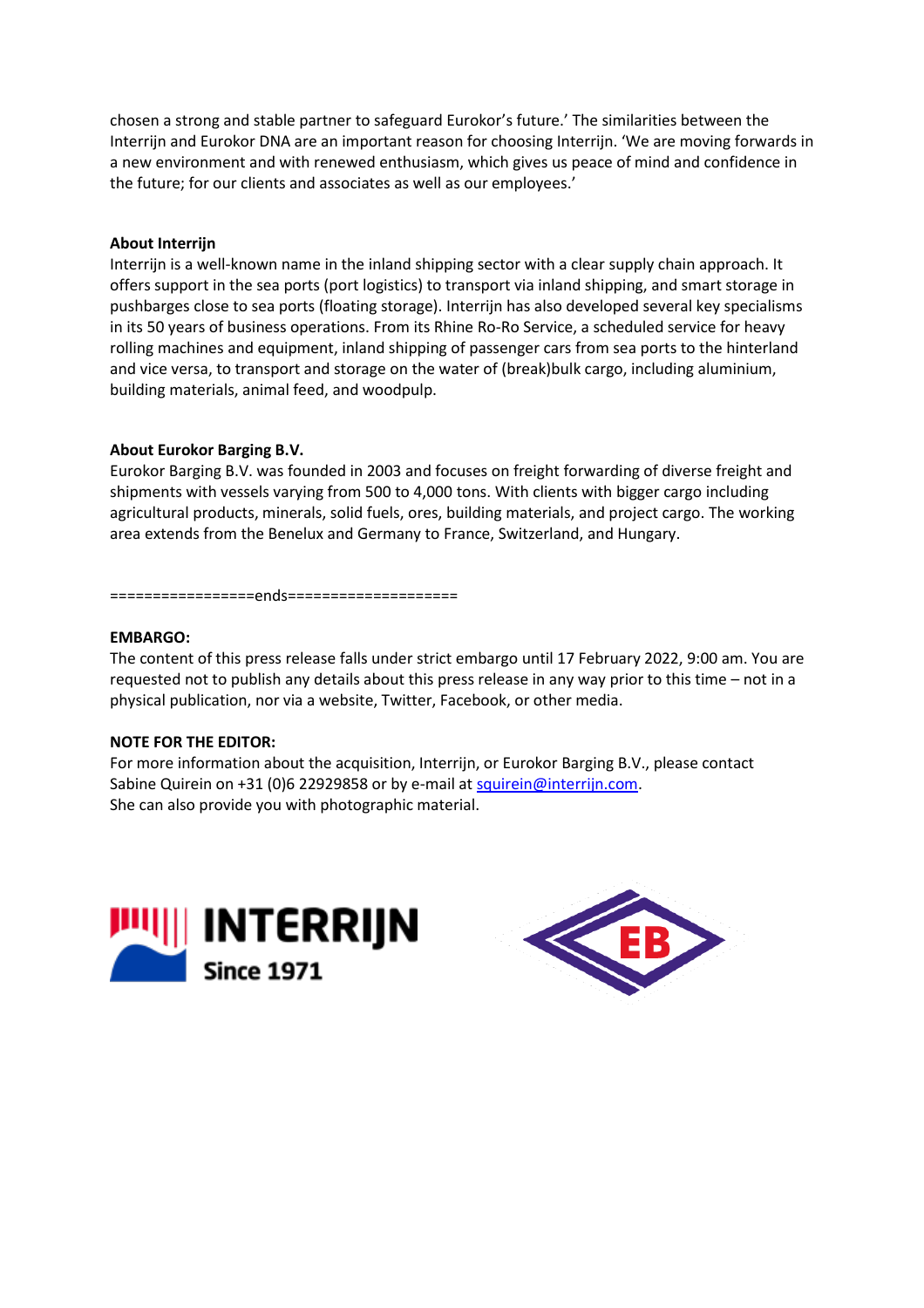chosen a strong and stable partner to safeguard Eurokor's future.' The similarities between the Interrijn and Eurokor DNA are an important reason for choosing Interrijn. 'We are moving forwards in a new environment and with renewed enthusiasm, which gives us peace of mind and confidence in the future; for our clients and associates as well as our employees.'

**About Interrijn**

Interrijn is a well-known name in the inland shipping sector with a clear supply chain approach. It offers support in the sea ports (port logistics) to transport via inland shipping, and smart storage in pushbarges close to sea ports (floating storage). Interrijn has also developed several key specialisms in its 50 years of business operations. From its Rhine Ro-Ro Service, a scheduled service for heavy rolling machines and equipment, inland shipping of passenger cars from sea ports to the hinterland and vice versa, to transport and storage on the water of (break)bulk cargo, including aluminium, building materials, animal feed, and woodpulp.

**About Eurokor Barging B.V.**

Eurokor Barging B.V. was founded in 2003 and focuses on freight forwarding of diverse freight and shipments with vessels varying from 500 to 4,000 tons. With clients with bigger cargo including agricultural products, minerals, solid fuels, ores, building materials, and project cargo. The working area extends from the Benelux and Germany to France, Switzerland, and Hungary.

=================ends===================

**EMBARGO:**

The content of this press release falls under strict embargo until 17 February 2022, 9:00 am. You are requested not to publish any details about this press release in any way prior to this time – not in a physical publication, nor via a website, Twitter, Facebook, or other media.

**NOTE FOR THE EDITOR:**

For more information about the acquisition, Interrijn, or Eurokor Barging B.V., please contact Sabine Quirein on +31 (0)6 22929858 or by e-mail at squirein@interrijn.com.
She can also provide you with photographic material.

INTERRIJN
Since 1971

EB